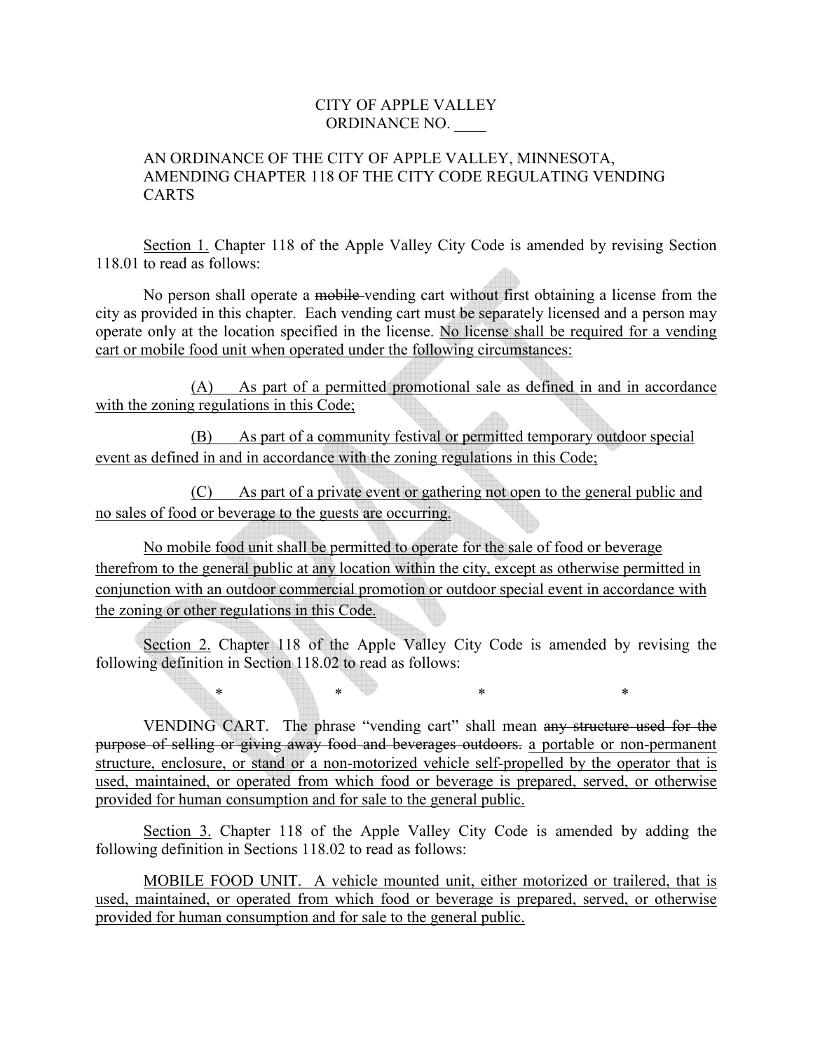CITY OF APPLE VALLEY
ORDINANCE NO. ____

AN ORDINANCE OF THE CITY OF APPLE VALLEY, MINNESOTA, AMENDING CHAPTER 118 OF THE CITY CODE REGULATING VENDING CARTS

<u>Section 1.</u> Chapter 118 of the Apple Valley City Code is amended by revising Section 118.01 to read as follows:

No person shall operate a ~~mobile~~ vending cart without first obtaining a license from the city as provided in this chapter. Each vending cart must be separately licensed and a person may operate only at the location specified in the license. <u>No license shall be required for a vending cart or mobile food unit when operated under the following circumstances:</u>

<u>(A) As part of a permitted promotional sale as defined in and in accordance with the zoning regulations in this Code;</u>

<u>(B) As part of a community festival or permitted temporary outdoor special event as defined in and in accordance with the zoning regulations in this Code;</u>

<u>(C) As part of a private event or gathering not open to the general public and no sales of food or beverage to the guests are occurring.</u>

<u>No mobile food unit shall be permitted to operate for the sale of food or beverage therefrom to the general public at any location within the city, except as otherwise permitted in conjunction with an outdoor commercial promotion or outdoor special event in accordance with the zoning or other regulations in this Code.</u>

<u>Section 2.</u> Chapter 118 of the Apple Valley City Code is amended by revising the following definition in Section 118.02 to read as follows:

\*     \*     \*     \*

VENDING CART. The phrase "vending cart" shall mean ~~any structure used for the purpose of selling or giving away food and beverages outdoors.~~ <u>a portable or non-permanent structure, enclosure, or stand or a non-motorized vehicle self-propelled by the operator that is used, maintained, or operated from which food or beverage is prepared, served, or otherwise provided for human consumption and for sale to the general public.</u>

<u>Section 3.</u> Chapter 118 of the Apple Valley City Code is amended by adding the following definition in Sections 118.02 to read as follows:

<u>MOBILE FOOD UNIT. A vehicle mounted unit, either motorized or trailered, that is used, maintained, or operated from which food or beverage is prepared, served, or otherwise provided for human consumption and for sale to the general public.</u>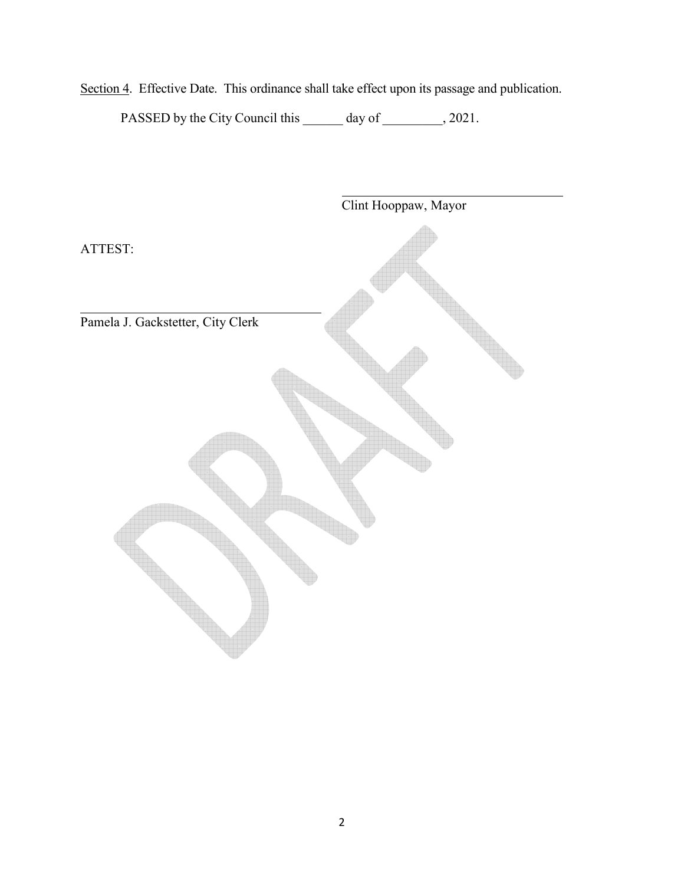Section 4. Effective Date. This ordinance shall take effect upon its passage and publication.

PASSED by the City Council this ______ day of _________, 2021.

\_\_\_\_\_\_\_\_\_\_\_\_\_\_\_\_\_\_\_\_\_\_\_\_\_\_\_\_\_\_\_\_\_\_\_

Clint Hooppaw, Mayor

ATTEST:

\_\_\_\_\_\_\_\_\_\_\_\_\_\_\_\_\_\_\_\_\_\_\_\_\_\_\_\_\_\_\_\_\_\_\_

Pamela J. Gackstetter, City Clerk